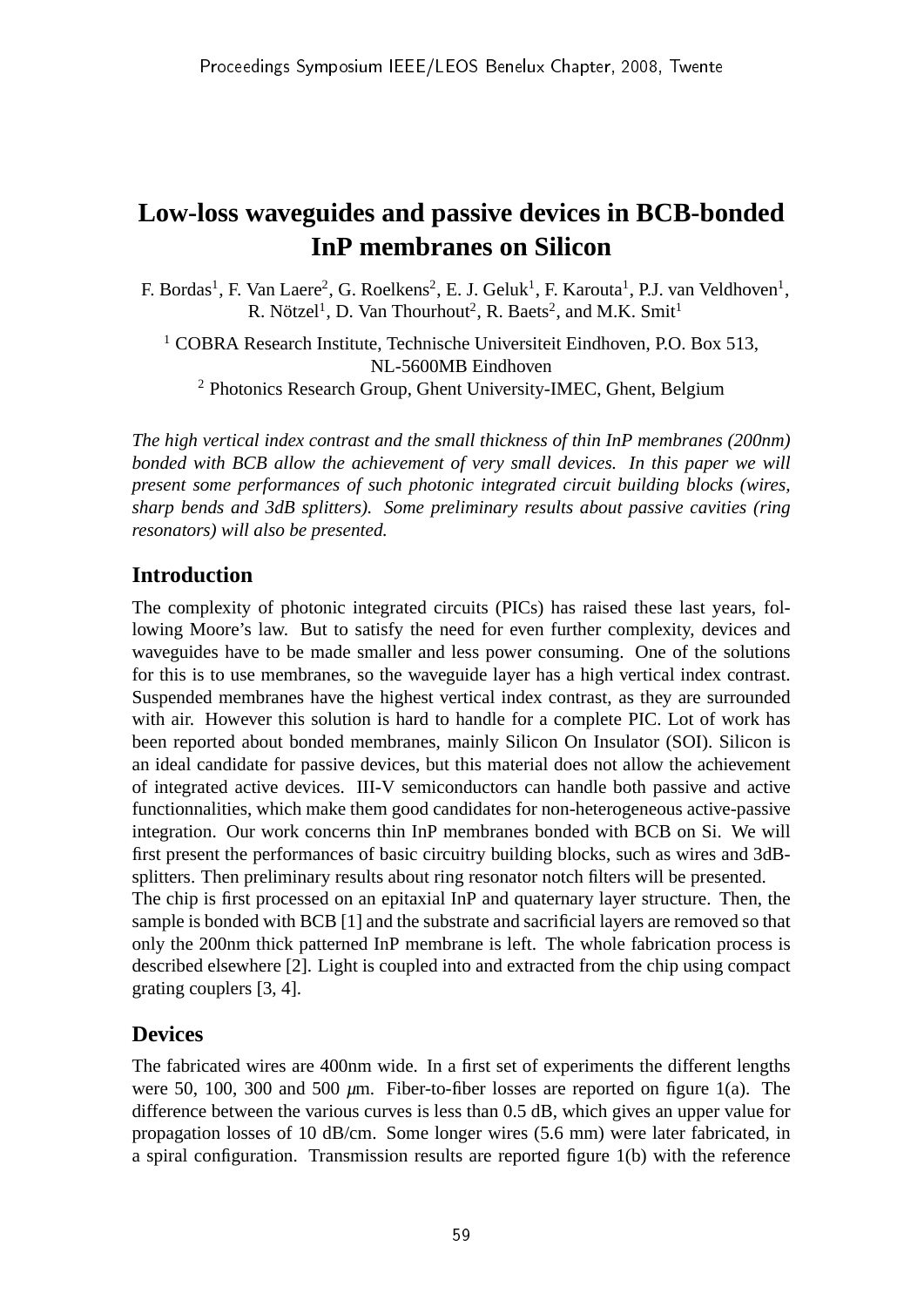# Low-loss waveguides and passive devices in BCB-bonded InP membranes on Silicon

F. Bordas[1], F. Van Laere[2], G. Roelkens[2], E. J. Geluk[1], F. Karouta[1], P.J. van Veldhoven[1], R. Nötzel[1], D. Van Thourhout[2], R. Baets[2], and M.K. Smit[1]

[1] COBRA Research Institute, Technische Universiteit Eindhoven, P.O. Box 513, NL-5600MB Eindhoven
[2] Photonics Research Group, Ghent University-IMEC, Ghent, Belgium

*The high vertical index contrast and the small thickness of thin InP membranes (200nm) bonded with BCB allow the achievement of very small devices. In this paper we will present some performances of such photonic integrated circuit building blocks (wires, sharp bends and 3dB splitters). Some preliminary results about passive cavities (ring resonators) will also be presented.*

## Introduction

The complexity of photonic integrated circuits (PICs) has raised these last years, following Moore's law. But to satisfy the need for even further complexity, devices and waveguides have to be made smaller and less power consuming. One of the solutions for this is to use membranes, so the waveguide layer has a high vertical index contrast. Suspended membranes have the highest vertical index contrast, as they are surrounded with air. However this solution is hard to handle for a complete PIC. Lot of work has been reported about bonded membranes, mainly Silicon On Insulator (SOI). Silicon is an ideal candidate for passive devices, but this material does not allow the achievement of integrated active devices. III-V semiconductors can handle both passive and active functionnalities, which make them good candidates for non-heterogeneous active-passive integration. Our work concerns thin InP membranes bonded with BCB on Si. We will first present the performances of basic circuitry building blocks, such as wires and 3dB-splitters. Then preliminary results about ring resonator notch filters will be presented.
The chip is first processed on an epitaxial InP and quaternary layer structure. Then, the sample is bonded with BCB [1] and the substrate and sacrificial layers are removed so that only the 200nm thick patterned InP membrane is left. The whole fabrication process is described elsewhere [2]. Light is coupled into and extracted from the chip using compact grating couplers [3, 4].

## Devices

The fabricated wires are 400nm wide. In a first set of experiments the different lengths were 50, 100, 300 and 500 $\mu$m. Fiber-to-fiber losses are reported on figure 1(a). The difference between the various curves is less than 0.5 dB, which gives an upper value for propagation losses of 10 dB/cm. Some longer wires (5.6 mm) were later fabricated, in a spiral configuration. Transmission results are reported figure 1(b) with the reference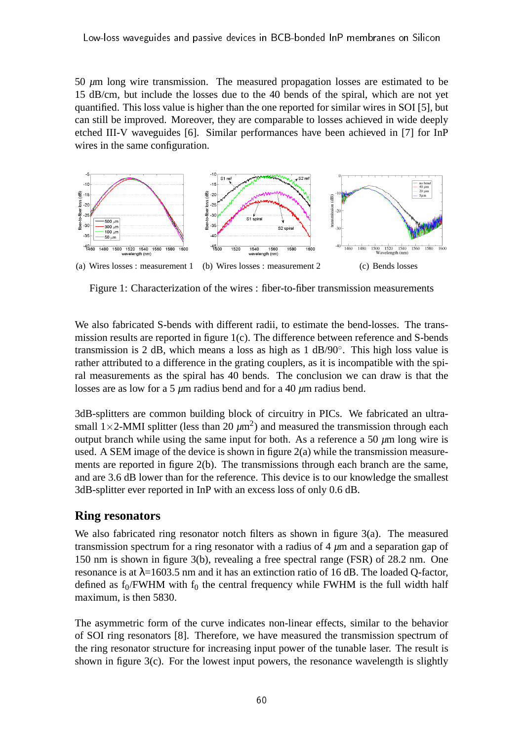50 $\mu$m long wire transmission. The measured propagation losses are estimated to be 15 dB/cm, but include the losses due to the 40 bends of the spiral, which are not yet quantified. This loss value is higher than the one reported for similar wires in SOI [5], but can still be improved. Moreover, they are comparable to losses achieved in wide deeply etched III-V waveguides [6]. Similar performances have been achieved in [7] for InP wires in the same configuration.

(a) Wires losses : measurement 1 (b) Wires losses : measurement 2 (c) Bends losses

Figure 1: Characterization of the wires : fiber-to-fiber transmission measurements

We also fabricated S-bends with different radii, to estimate the bend-losses. The transmission results are reported in figure 1(c). The difference between reference and S-bends transmission is 2 dB, which means a loss as high as 1 dB/90°. This high loss value is rather attributed to a difference in the grating couplers, as it is incompatible with the spiral measurements as the spiral has 40 bends. The conclusion we can draw is that the losses are as low for a 5 $\mu$m radius bend and for a 40 $\mu$m radius bend.

3dB-splitters are common building block of circuitry in PICs. We fabricated an ultra-small $1\times2$-MMI splitter (less than 20 $\mu m^2$) and measured the transmission through each output branch while using the same input for both. As a reference a 50 $\mu$m long wire is used. A SEM image of the device is shown in figure 2(a) while the transmission measurements are reported in figure 2(b). The transmissions through each branch are the same, and are 3.6 dB lower than for the reference. This device is to our knowledge the smallest 3dB-splitter ever reported in InP with an excess loss of only 0.6 dB.

## Ring resonators

We also fabricated ring resonator notch filters as shown in figure 3(a). The measured transmission spectrum for a ring resonator with a radius of 4 $\mu$m and a separation gap of 150 nm is shown in figure 3(b), revealing a free spectral range (FSR) of 28.2 nm. One resonance is at $\lambda$=1603.5 nm and it has an extinction ratio of 16 dB. The loaded Q-factor, defined as $f_0$/FWHM with $f_0$ the central frequency while FWHM is the full width half maximum, is then 5830.

The asymmetric form of the curve indicates non-linear effects, similar to the behavior of SOI ring resonators [8]. Therefore, we have measured the transmission spectrum of the ring resonator structure for increasing input power of the tunable laser. The result is shown in figure 3(c). For the lowest input powers, the resonance wavelength is slightly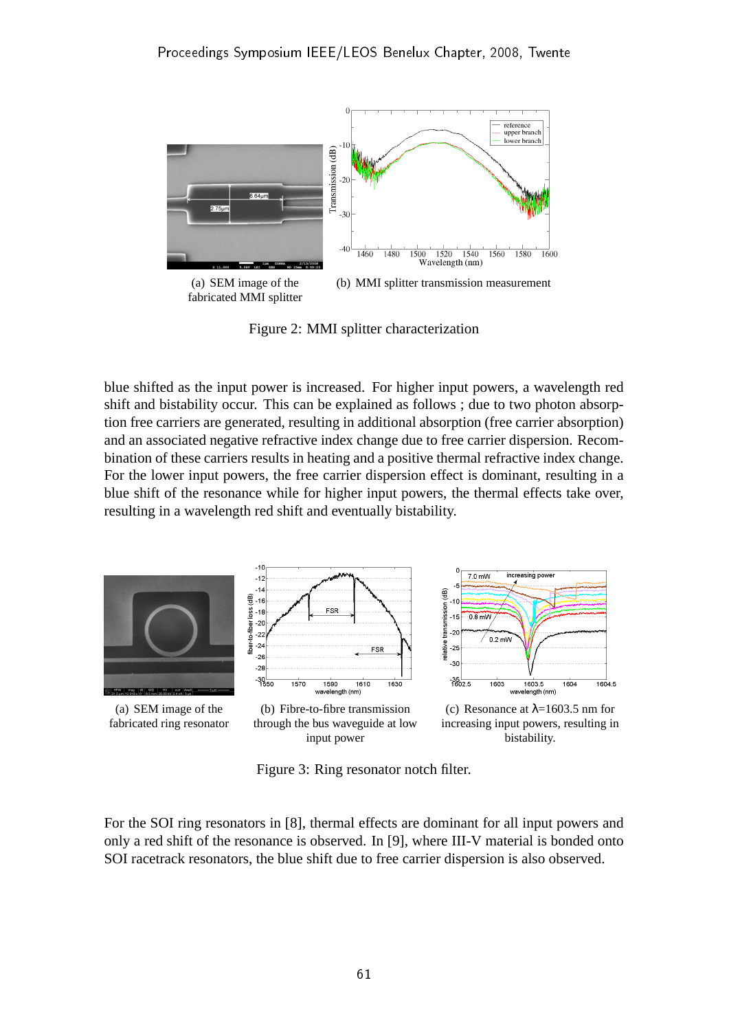(a) SEM image of the fabricated MMI splitter

(b) MMI splitter transmission measurement

Figure 2: MMI splitter characterization

blue shifted as the input power is increased. For higher input powers, a wavelength red shift and bistability occur. This can be explained as follows ; due to two photon absorption free carriers are generated, resulting in additional absorption (free carrier absorption) and an associated negative refractive index change due to free carrier dispersion. Recombination of these carriers results in heating and a positive thermal refractive index change. For the lower input powers, the free carrier dispersion effect is dominant, resulting in a blue shift of the resonance while for higher input powers, the thermal effects take over, resulting in a wavelength red shift and eventually bistability.

(a) SEM image of the fabricated ring resonator

(b) Fibre-to-fibre transmission through the bus waveguide at low input power

(c) Resonance at $\lambda$=1603.5 nm for increasing input powers, resulting in bistability.

Figure 3: Ring resonator notch filter.

For the SOI ring resonators in [8], thermal effects are dominant for all input powers and only a red shift of the resonance is observed. In [9], where III-V material is bonded onto SOI racetrack resonators, the blue shift due to free carrier dispersion is also observed.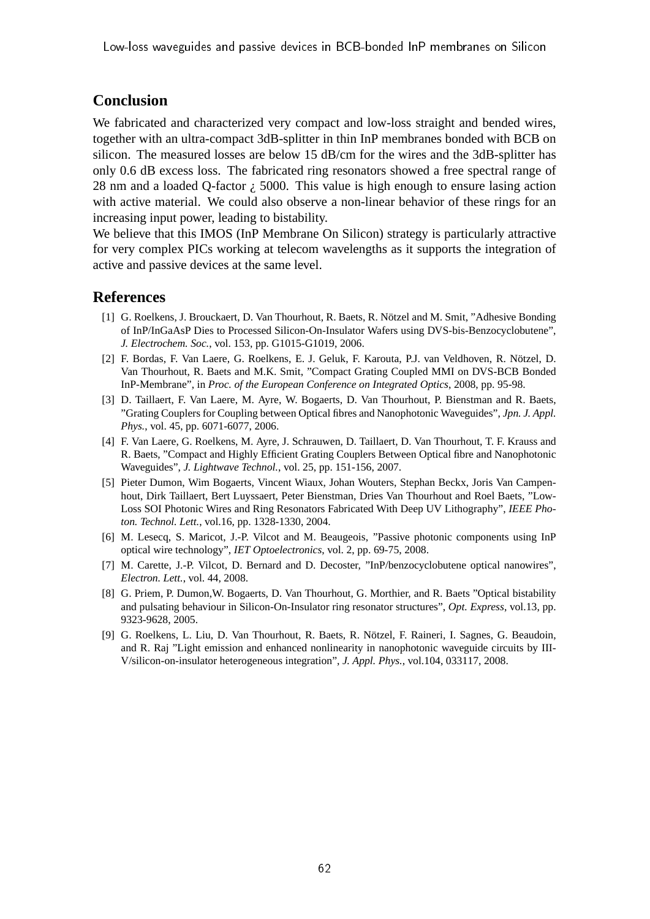## Conclusion

We fabricated and characterized very compact and low-loss straight and bended wires, together with an ultra-compact 3dB-splitter in thin InP membranes bonded with BCB on silicon. The measured losses are below 15 dB/cm for the wires and the 3dB-splitter has only 0.6 dB excess loss. The fabricated ring resonators showed a free spectral range of 28 nm and a loaded Q-factor ¿ 5000. This value is high enough to ensure lasing action with active material. We could also observe a non-linear behavior of these rings for an increasing input power, leading to bistability.

We believe that this IMOS (InP Membrane On Silicon) strategy is particularly attractive for very complex PICs working at telecom wavelengths as it supports the integration of active and passive devices at the same level.

## References

[1] G. Roelkens, J. Brouckaert, D. Van Thourhout, R. Baets, R. Nötzel and M. Smit, "Adhesive Bonding of InP/InGaAsP Dies to Processed Silicon-On-Insulator Wafers using DVS-bis-Benzocyclobutene", *J. Electrochem. Soc.*, vol. 153, pp. G1015-G1019, 2006.

[2] F. Bordas, F. Van Laere, G. Roelkens, E. J. Geluk, F. Karouta, P.J. van Veldhoven, R. Nötzel, D. Van Thourhout, R. Baets and M.K. Smit, "Compact Grating Coupled MMI on DVS-BCB Bonded InP-Membrane", in *Proc. of the European Conference on Integrated Optics*, 2008, pp. 95-98.

[3] D. Taillaert, F. Van Laere, M. Ayre, W. Bogaerts, D. Van Thourhout, P. Bienstman and R. Baets, "Grating Couplers for Coupling between Optical fibres and Nanophotonic Waveguides", *Jpn. J. Appl. Phys.*, vol. 45, pp. 6071-6077, 2006.

[4] F. Van Laere, G. Roelkens, M. Ayre, J. Schrauwen, D. Taillaert, D. Van Thourhout, T. F. Krauss and R. Baets, "Compact and Highly Efficient Grating Couplers Between Optical fibre and Nanophotonic Waveguides", *J. Lightwave Technol.*, vol. 25, pp. 151-156, 2007.

[5] Pieter Dumon, Wim Bogaerts, Vincent Wiaux, Johan Wouters, Stephan Beckx, Joris Van Campenhout, Dirk Taillaert, Bert Luyssaert, Peter Bienstman, Dries Van Thourhout and Roel Baets, "Low-Loss SOI Photonic Wires and Ring Resonators Fabricated With Deep UV Lithography", *IEEE Photon. Technol. Lett.*, vol.16, pp. 1328-1330, 2004.

[6] M. Lesecq, S. Maricot, J.-P. Vilcot and M. Beaugeois, "Passive photonic components using InP optical wire technology", *IET Optoelectronics*, vol. 2, pp. 69-75, 2008.

[7] M. Carette, J.-P. Vilcot, D. Bernard and D. Decoster, "InP/benzocyclobutene optical nanowires", *Electron. Lett.*, vol. 44, 2008.

[8] G. Priem, P. Dumon,W. Bogaerts, D. Van Thourhout, G. Morthier, and R. Baets "Optical bistability and pulsating behaviour in Silicon-On-Insulator ring resonator structures", *Opt. Express*, vol.13, pp. 9323-9628, 2005.

[9] G. Roelkens, L. Liu, D. Van Thourhout, R. Baets, R. Nötzel, F. Raineri, I. Sagnes, G. Beaudoin, and R. Raj "Light emission and enhanced nonlinearity in nanophotonic waveguide circuits by III-V/silicon-on-insulator heterogeneous integration", *J. Appl. Phys.*, vol.104, 033117, 2008.